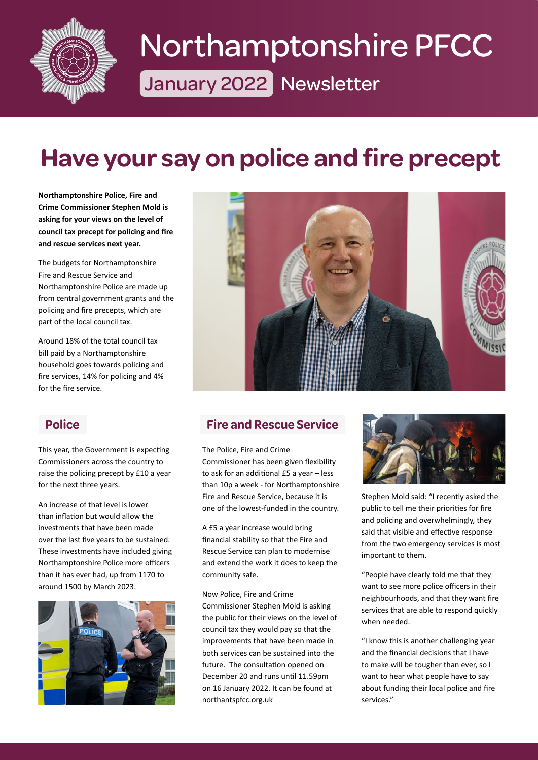# Northamptonshire PFCC

January 2022 Newsletter

## Have your say on police and fire precept

**Northamptonshire Police, Fire and Crime Commissioner Stephen Mold is asking for your views on the level of council tax precept for policing and fire and rescue services next year.**

The budgets for Northamptonshire Fire and Rescue Service and Northamptonshire Police are made up from central government grants and the policing and fire precepts, which are part of the local council tax.

Around 18% of the total council tax bill paid by a Northamptonshire household goes towards policing and fire services, 14% for policing and 4% for the fire service.

### Police

This year, the Government is expecting Commissioners across the country to raise the policing precept by £10 a year for the next three years.

An increase of that level is lower than inflation but would allow the investments that have been made over the last five years to be sustained. These investments have included giving Northamptonshire Police more officers than it has ever had, up from 1170 to around 1500 by March 2023.

### Fire and Rescue Service

The Police, Fire and Crime Commissioner has been given flexibility to ask for an additional £5 a year – less than 10p a week - for Northamptonshire Fire and Rescue Service, because it is one of the lowest-funded in the country.

A £5 a year increase would bring financial stability so that the Fire and Rescue Service can plan to modernise and extend the work it does to keep the community safe.

Now Police, Fire and Crime Commissioner Stephen Mold is asking the public for their views on the level of council tax they would pay so that the improvements that have been made in both services can be sustained into the future. The consultation opened on December 20 and runs until 11.59pm on 16 January 2022. It can be found at northantspfcc.org.uk

Stephen Mold said: "I recently asked the public to tell me their priorities for fire and policing and overwhelmingly, they said that visible and effective response from the two emergency services is most important to them.

"People have clearly told me that they want to see more police officers in their neighbourhoods, and that they want fire services that are able to respond quickly when needed.

"I know this is another challenging year and the financial decisions that I have to make will be tougher than ever, so I want to hear what people have to say about funding their local police and fire services."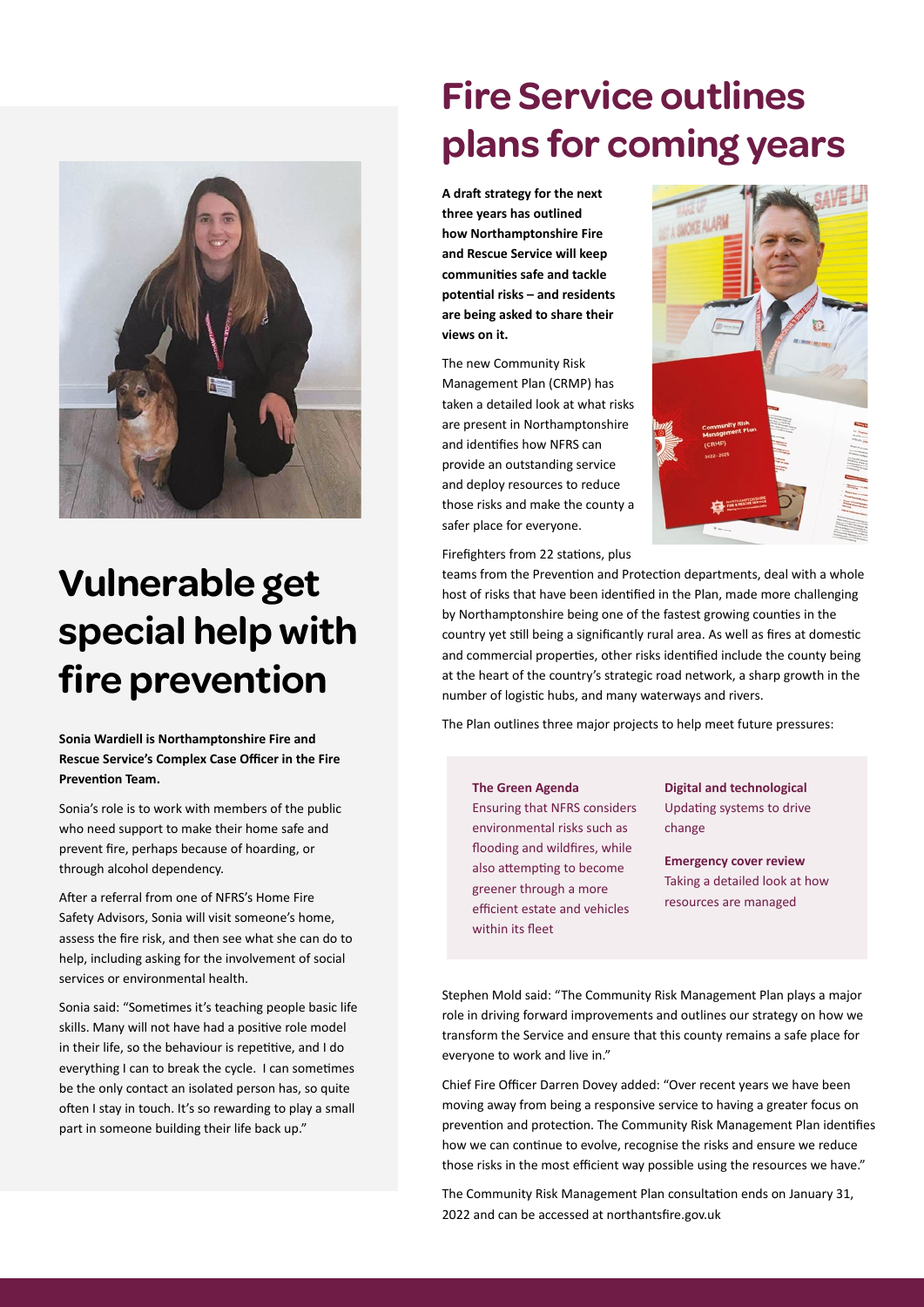# Vulnerable get special help with fire prevention

**Sonia Wardiell is Northamptonshire Fire and Rescue Service's Complex Case Officer in the Fire Prevention Team.**

Sonia's role is to work with members of the public who need support to make their home safe and prevent fire, perhaps because of hoarding, or through alcohol dependency.

After a referral from one of NFRS's Home Fire Safety Advisors, Sonia will visit someone's home, assess the fire risk, and then see what she can do to help, including asking for the involvement of social services or environmental health.

Sonia said: "Sometimes it's teaching people basic life skills. Many will not have had a positive role model in their life, so the behaviour is repetitive, and I do everything I can to break the cycle. I can sometimes be the only contact an isolated person has, so quite often I stay in touch. It's so rewarding to play a small part in someone building their life back up."

# Fire Service outlines plans for coming years

**A draft strategy for the next three years has outlined how Northamptonshire Fire and Rescue Service will keep communities safe and tackle potential risks – and residents are being asked to share their views on it.**

The new Community Risk Management Plan (CRMP) has taken a detailed look at what risks are present in Northamptonshire and identifies how NFRS can provide an outstanding service and deploy resources to reduce those risks and make the county a safer place for everyone.

Firefighters from 22 stations, plus teams from the Prevention and Protection departments, deal with a whole host of risks that have been identified in the Plan, made more challenging by Northamptonshire being one of the fastest growing counties in the country yet still being a significantly rural area. As well as fires at domestic and commercial properties, other risks identified include the county being at the heart of the country's strategic road network, a sharp growth in the number of logistic hubs, and many waterways and rivers.

The Plan outlines three major projects to help meet future pressures:

**The Green Agenda**
Ensuring that NFRS considers environmental risks such as flooding and wildfires, while also attempting to become greener through a more efficient estate and vehicles within its fleet

**Digital and technological**
Updating systems to drive change

**Emergency cover review**
Taking a detailed look at how resources are managed

Stephen Mold said: "The Community Risk Management Plan plays a major role in driving forward improvements and outlines our strategy on how we transform the Service and ensure that this county remains a safe place for everyone to work and live in."

Chief Fire Officer Darren Dovey added: "Over recent years we have been moving away from being a responsive service to having a greater focus on prevention and protection. The Community Risk Management Plan identifies how we can continue to evolve, recognise the risks and ensure we reduce those risks in the most efficient way possible using the resources we have."

The Community Risk Management Plan consultation ends on January 31, 2022 and can be accessed at northantsfire.gov.uk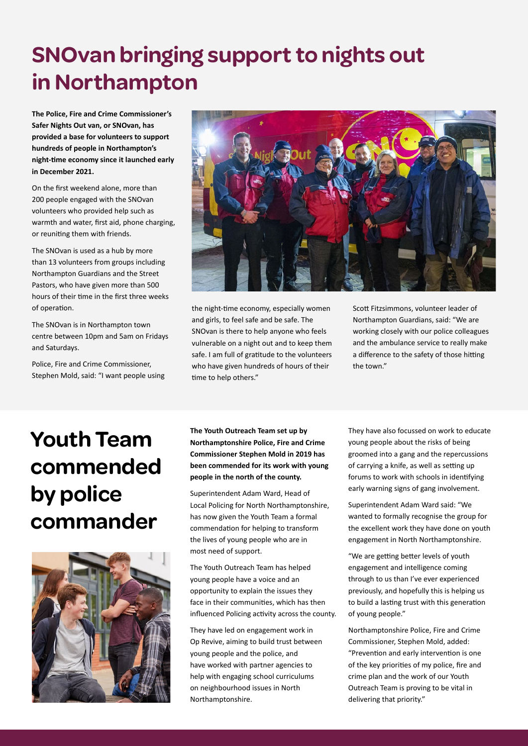# SNOvan bringing support to nights out in Northampton

**The Police, Fire and Crime Commissioner's Safer Nights Out van, or SNOvan, has provided a base for volunteers to support hundreds of people in Northampton's night-time economy since it launched early in December 2021.**

On the first weekend alone, more than 200 people engaged with the SNOvan volunteers who provided help such as warmth and water, first aid, phone charging, or reuniting them with friends.

The SNOvan is used as a hub by more than 13 volunteers from groups including Northampton Guardians and the Street Pastors, who have given more than 500 hours of their time in the first three weeks of operation.

The SNOvan is in Northampton town centre between 10pm and 5am on Fridays and Saturdays.

Police, Fire and Crime Commissioner, Stephen Mold, said: "I want people using the night-time economy, especially women and girls, to feel safe and be safe. The SNOvan is there to help anyone who feels vulnerable on a night out and to keep them safe. I am full of gratitude to the volunteers who have given hundreds of hours of their time to help others."

Scott Fitzsimmons, volunteer leader of Northampton Guardians, said: "We are working closely with our police colleagues and the ambulance service to really make a difference to the safety of those hitting the town."

# Youth Team commended by police commander

**The Youth Outreach Team set up by Northamptonshire Police, Fire and Crime Commissioner Stephen Mold in 2019 has been commended for its work with young people in the north of the county.**

Superintendent Adam Ward, Head of Local Policing for North Northamptonshire, has now given the Youth Team a formal commendation for helping to transform the lives of young people who are in most need of support.

The Youth Outreach Team has helped young people have a voice and an opportunity to explain the issues they face in their communities, which has then influenced Policing activity across the county.

They have led on engagement work in Op Revive, aiming to build trust between young people and the police, and have worked with partner agencies to help with engaging school curriculums on neighbourhood issues in North Northamptonshire.

They have also focussed on work to educate young people about the risks of being groomed into a gang and the repercussions of carrying a knife, as well as setting up forums to work with schools in identifying early warning signs of gang involvement.

Superintendent Adam Ward said: "We wanted to formally recognise the group for the excellent work they have done on youth engagement in North Northamptonshire.

"We are getting better levels of youth engagement and intelligence coming through to us than I've ever experienced previously, and hopefully this is helping us to build a lasting trust with this generation of young people."

Northamptonshire Police, Fire and Crime Commissioner, Stephen Mold, added: "Prevention and early intervention is one of the key priorities of my police, fire and crime plan and the work of our Youth Outreach Team is proving to be vital in delivering that priority."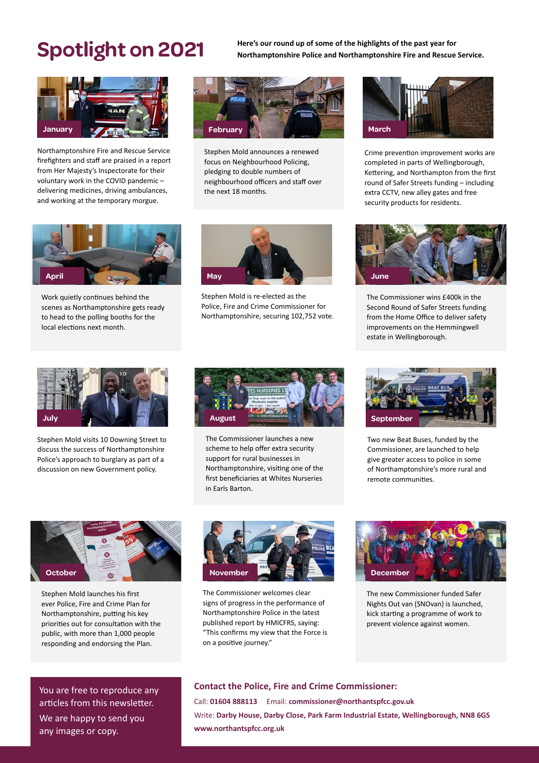# Spotlight on 2021

**Here's our round up of some of the highlights of the past year for Northamptonshire Police and Northamptonshire Fire and Rescue Service.**

**January**

Northamptonshire Fire and Rescue Service firefighters and staff are praised in a report from Her Majesty's Inspectorate for their voluntary work in the COVID pandemic – delivering medicines, driving ambulances, and working at the temporary morgue.

**February**

Stephen Mold announces a renewed focus on Neighbourhood Policing, pledging to double numbers of neighbourhood officers and staff over the next 18 months.

**March**

Crime prevention improvement works are completed in parts of Wellingborough, Kettering, and Northampton from the first round of Safer Streets funding – including extra CCTV, new alley gates and free security products for residents.

**April**

Work quietly continues behind the scenes as Northamptonshire gets ready to head to the polling booths for the local elections next month.

**May**

Stephen Mold is re-elected as the Police, Fire and Crime Commissioner for Northamptonshire, securing 102,752 vote.

**June**

The Commissioner wins £400k in the Second Round of Safer Streets funding from the Home Office to deliver safety improvements on the Hemmingwell estate in Wellingborough.

**July**

Stephen Mold visits 10 Downing Street to discuss the success of Northamptonshire Police's approach to burglary as part of a discussion on new Government policy.

**August**

The Commissioner launches a new scheme to help offer extra security support for rural businesses in Northamptonshire, visiting one of the first beneficiaries at Whites Nurseries in Earls Barton.

**September**

Two new Beat Buses, funded by the Commissioner, are launched to help give greater access to police in some of Northamptonshire's more rural and remote communities.

**October**

Stephen Mold launches his first ever Police, Fire and Crime Plan for Northamptonshire, putting his key priorities out for consultation with the public, with more than 1,000 people responding and endorsing the Plan.

**November**

The Commissioner welcomes clear signs of progress in the performance of Northamptonshire Police in the latest published report by HMICFRS, saying: "This confirms my view that the Force is on a positive journey."

**December**

The new Commissioner funded Safer Nights Out van (SNOvan) is launched, kick starting a programme of work to prevent violence against women.

You are free to reproduce any articles from this newsletter.

We are happy to send you any images or copy.

**Contact the Police, Fire and Crime Commissioner:**

Call: **01604 888113** Email: **commissioner@northantspfcc.gov.uk**

Write: **Darby House, Darby Close, Park Farm Industrial Estate, Wellingborough, NN8 6GS**

**www.northantspfcc.org.uk**